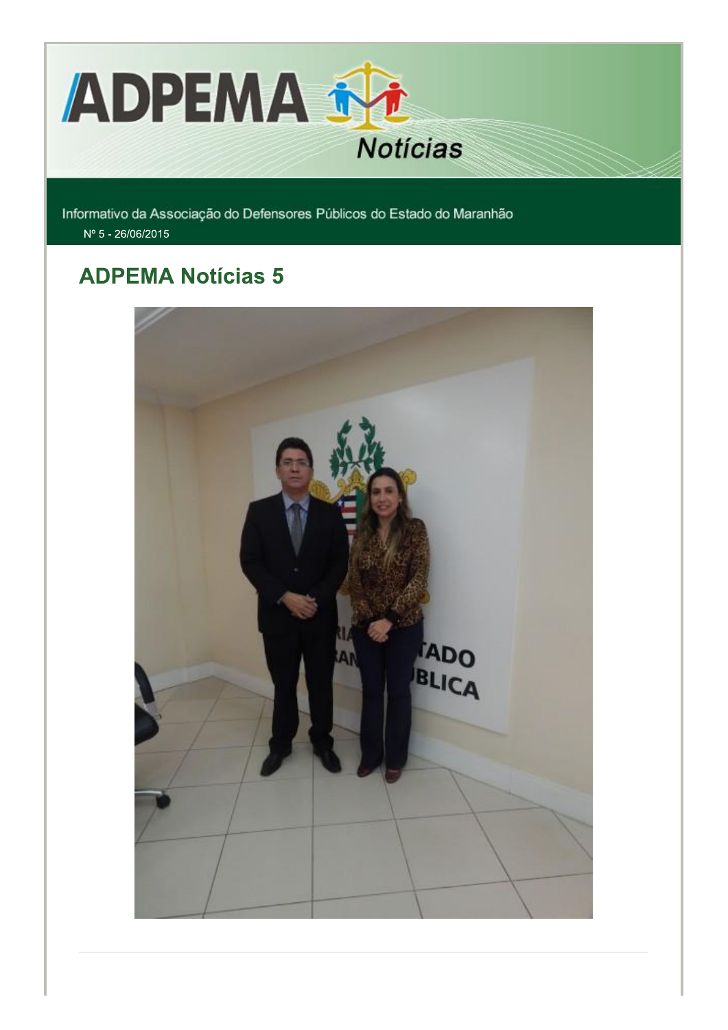# ADPEMA Notícias

Informativo da Associação do Defensores Públicos do Estado do Maranhão

Nº 5 - 26/06/2015

## ADPEMA Notícias 5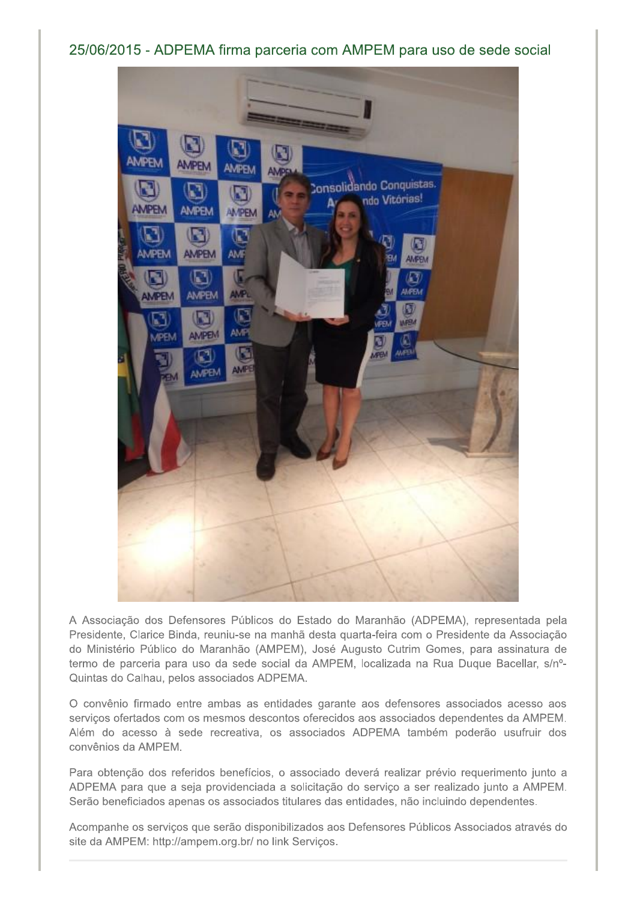## 25/06/2015 - ADPEMA firma parceria com AMPEM para uso de sede social

A Associação dos Defensores Públicos do Estado do Maranhão (ADPEMA), representada pela Presidente, Clarice Binda, reuniu-se na manhã desta quarta-feira com o Presidente da Associação do Ministério Público do Maranhão (AMPEM), José Augusto Cutrim Gomes, para assinatura de termo de parceria para uso da sede social da AMPEM, localizada na Rua Duque Bacellar, s/nº- Quintas do Calhau, pelos associados ADPEMA.

O convênio firmado entre ambas as entidades garante aos defensores associados acesso aos serviços ofertados com os mesmos descontos oferecidos aos associados dependentes da AMPEM. Além do acesso à sede recreativa, os associados ADPEMA também poderão usufruir dos convênios da AMPEM.

Para obtenção dos referidos benefícios, o associado deverá realizar prévio requerimento junto a ADPEMA para que a seja providenciada a solicitação do serviço a ser realizado junto a AMPEM. Serão beneficiados apenas os associados titulares das entidades, não incluindo dependentes.

Acompanhe os serviços que serão disponibilizados aos Defensores Públicos Associados através do site da AMPEM: http://ampem.org.br/ no link Serviços.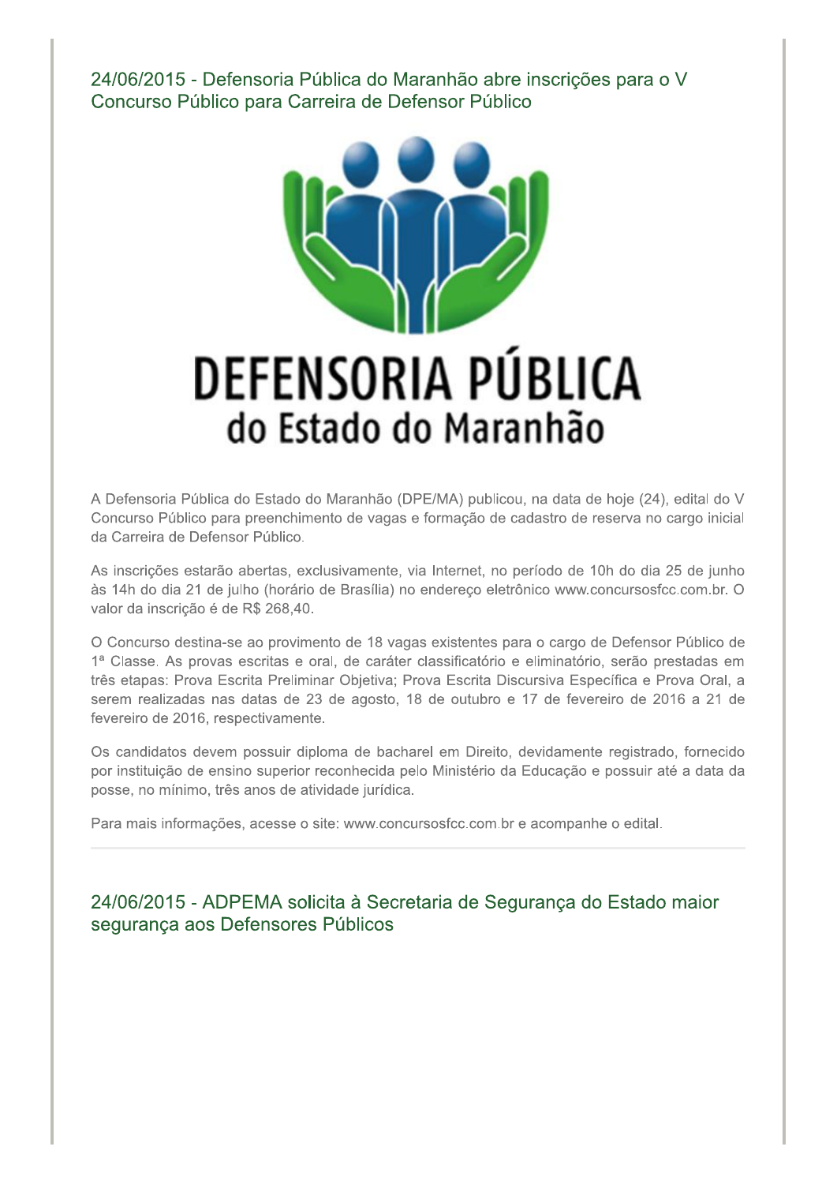## 24/06/2015 - Defensoria Pública do Maranhão abre inscrições para o V Concurso Público para Carreira de Defensor Público

A Defensoria Pública do Estado do Maranhão (DPE/MA) publicou, na data de hoje (24), edital do V Concurso Público para preenchimento de vagas e formação de cadastro de reserva no cargo inicial da Carreira de Defensor Público.

As inscrições estarão abertas, exclusivamente, via Internet, no período de 10h do dia 25 de junho às 14h do dia 21 de julho (horário de Brasília) no endereço eletrônico www.concursosfcc.com.br. O valor da inscrição é de R$ 268,40.

O Concurso destina-se ao provimento de 18 vagas existentes para o cargo de Defensor Público de 1ª Classe. As provas escritas e oral, de caráter classificatório e eliminatório, serão prestadas em três etapas: Prova Escrita Preliminar Objetiva; Prova Escrita Discursiva Específica e Prova Oral, a serem realizadas nas datas de 23 de agosto, 18 de outubro e 17 de fevereiro de 2016 a 21 de fevereiro de 2016, respectivamente.

Os candidatos devem possuir diploma de bacharel em Direito, devidamente registrado, fornecido por instituição de ensino superior reconhecida pelo Ministério da Educação e possuir até a data da posse, no mínimo, três anos de atividade jurídica.

Para mais informações, acesse o site: www.concursosfcc.com.br e acompanhe o edital.

---

## 24/06/2015 - ADPEMA solicita à Secretaria de Segurança do Estado maior segurança aos Defensores Públicos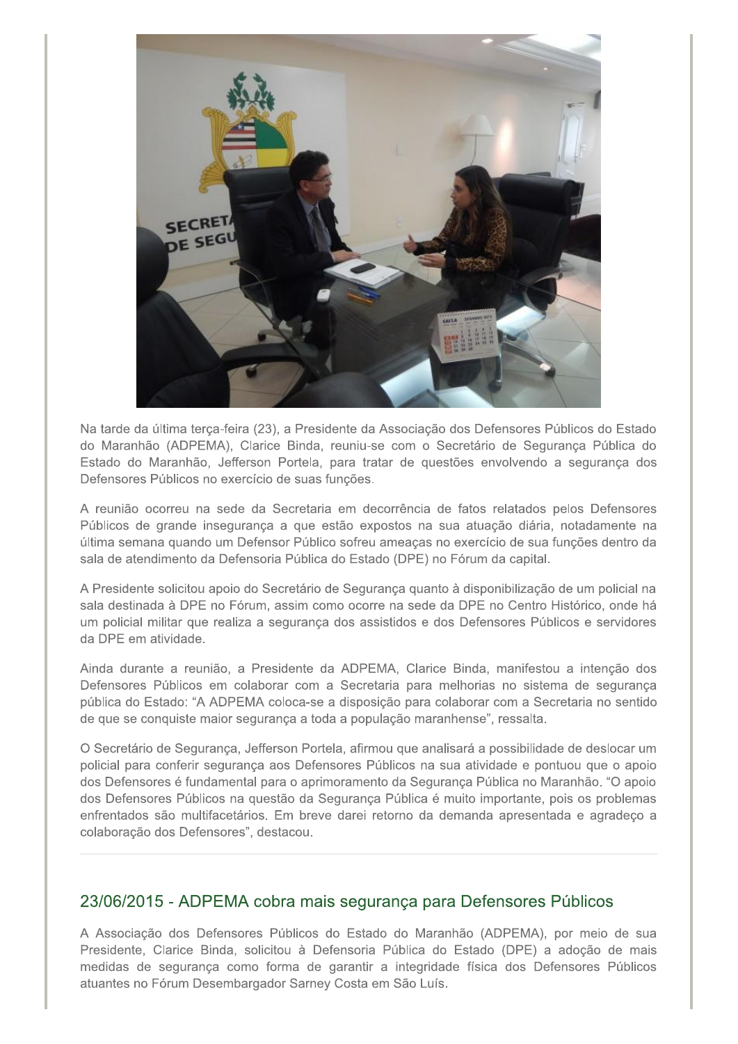Na tarde da última terça-feira (23), a Presidente da Associação dos Defensores Públicos do Estado do Maranhão (ADPEMA), Clarice Binda, reuniu-se com o Secretário de Segurança Pública do Estado do Maranhão, Jefferson Portela, para tratar de questões envolvendo a segurança dos Defensores Públicos no exercício de suas funções.

A reunião ocorreu na sede da Secretaria em decorrência de fatos relatados pelos Defensores Públicos de grande insegurança a que estão expostos na sua atuação diária, notadamente na última semana quando um Defensor Público sofreu ameaças no exercício de sua funções dentro da sala de atendimento da Defensoria Pública do Estado (DPE) no Fórum da capital.

A Presidente solicitou apoio do Secretário de Segurança quanto à disponibilização de um policial na sala destinada à DPE no Fórum, assim como ocorre na sede da DPE no Centro Histórico, onde há um policial militar que realiza a segurança dos assistidos e dos Defensores Públicos e servidores da DPE em atividade.

Ainda durante a reunião, a Presidente da ADPEMA, Clarice Binda, manifestou a intenção dos Defensores Públicos em colaborar com a Secretaria para melhorias no sistema de segurança pública do Estado: "A ADPEMA coloca-se a disposição para colaborar com a Secretaria no sentido de que se conquiste maior segurança a toda a população maranhense", ressalta.

O Secretário de Segurança, Jefferson Portela, afirmou que analisará a possibilidade de deslocar um policial para conferir segurança aos Defensores Públicos na sua atividade e pontuou que o apoio dos Defensores é fundamental para o aprimoramento da Segurança Pública no Maranhão. "O apoio dos Defensores Públicos na questão da Segurança Pública é muito importante, pois os problemas enfrentados são multifacetários. Em breve darei retorno da demanda apresentada e agradeço a colaboração dos Defensores", destacou.

---

## 23/06/2015 - ADPEMA cobra mais segurança para Defensores Públicos

A Associação dos Defensores Públicos do Estado do Maranhão (ADPEMA), por meio de sua Presidente, Clarice Binda, solicitou à Defensoria Pública do Estado (DPE) a adoção de mais medidas de segurança como forma de garantir a integridade física dos Defensores Públicos atuantes no Fórum Desembargador Sarney Costa em São Luís.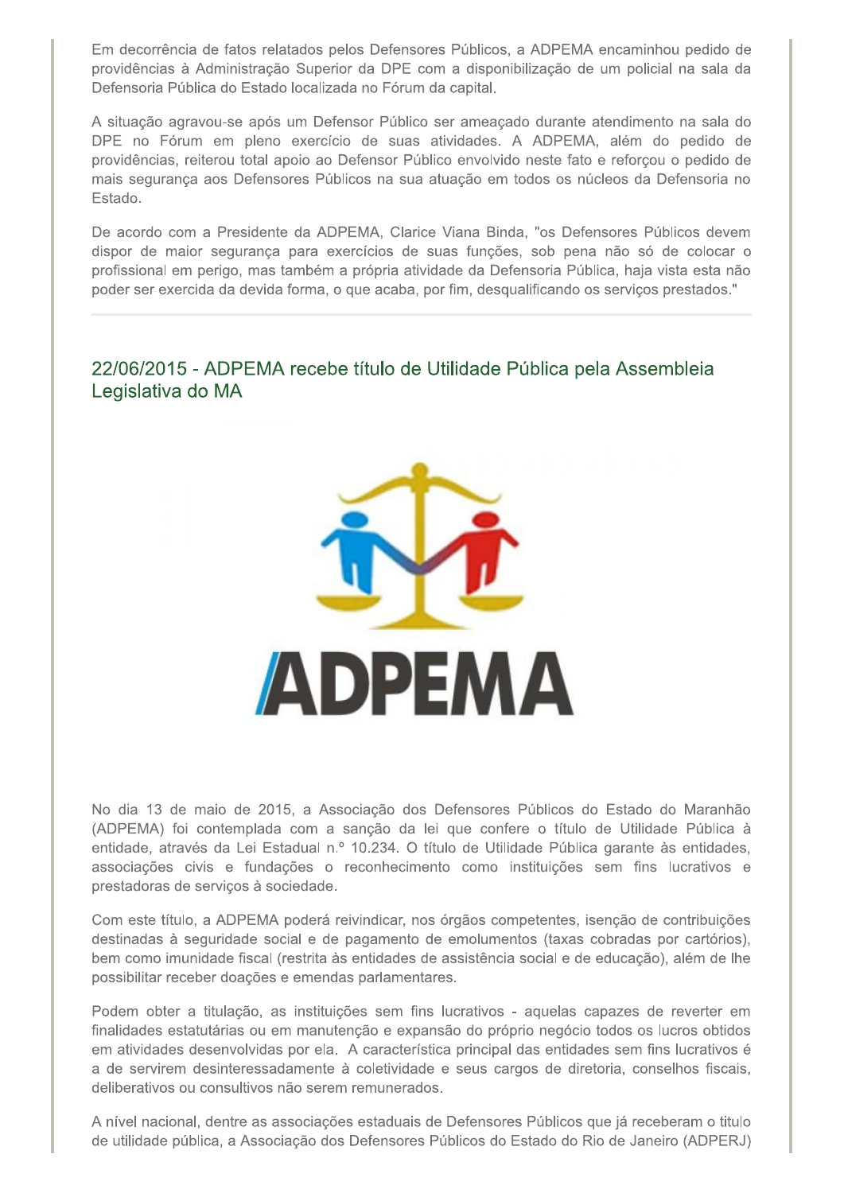Em decorrência de fatos relatados pelos Defensores Públicos, a ADPEMA encaminhou pedido de providências à Administração Superior da DPE com a disponibilização de um policial na sala da Defensoria Pública do Estado localizada no Fórum da capital.

A situação agravou-se após um Defensor Público ser ameaçado durante atendimento na sala do DPE no Fórum em pleno exercício de suas atividades. A ADPEMA, além do pedido de providências, reiterou total apoio ao Defensor Público envolvido neste fato e reforçou o pedido de mais segurança aos Defensores Públicos na sua atuação em todos os núcleos da Defensoria no Estado.

De acordo com a Presidente da ADPEMA, Clarice Viana Binda, "os Defensores Públicos devem dispor de maior segurança para exercícios de suas funções, sob pena não só de colocar o profissional em perigo, mas também a própria atividade da Defensoria Pública, haja vista esta não poder ser exercida da devida forma, o que acaba, por fim, desqualificando os serviços prestados."

---

## 22/06/2015 - ADPEMA recebe título de Utilidade Pública pela Assembleia Legislativa do MA

ADPEMA

No dia 13 de maio de 2015, a Associação dos Defensores Públicos do Estado do Maranhão (ADPEMA) foi contemplada com a sanção da lei que confere o título de Utilidade Pública à entidade, através da Lei Estadual n.º 10.234. O título de Utilidade Pública garante às entidades, associações civis e fundações o reconhecimento como instituições sem fins lucrativos e prestadoras de serviços à sociedade.

Com este título, a ADPEMA poderá reivindicar, nos órgãos competentes, isenção de contribuições destinadas à seguridade social e de pagamento de emolumentos (taxas cobradas por cartórios), bem como imunidade fiscal (restrita às entidades de assistência social e de educação), além de lhe possibilitar receber doações e emendas parlamentares.

Podem obter a titulação, as instituições sem fins lucrativos - aquelas capazes de reverter em finalidades estatutárias ou em manutenção e expansão do próprio negócio todos os lucros obtidos em atividades desenvolvidas por ela. A característica principal das entidades sem fins lucrativos é a de servirem desinteressadamente à coletividade e seus cargos de diretoria, conselhos fiscais, deliberativos ou consultivos não serem remunerados.

A nível nacional, dentre as associações estaduais de Defensores Públicos que já receberam o título de utilidade pública, a Associação dos Defensores Públicos do Estado do Rio de Janeiro (ADPERJ)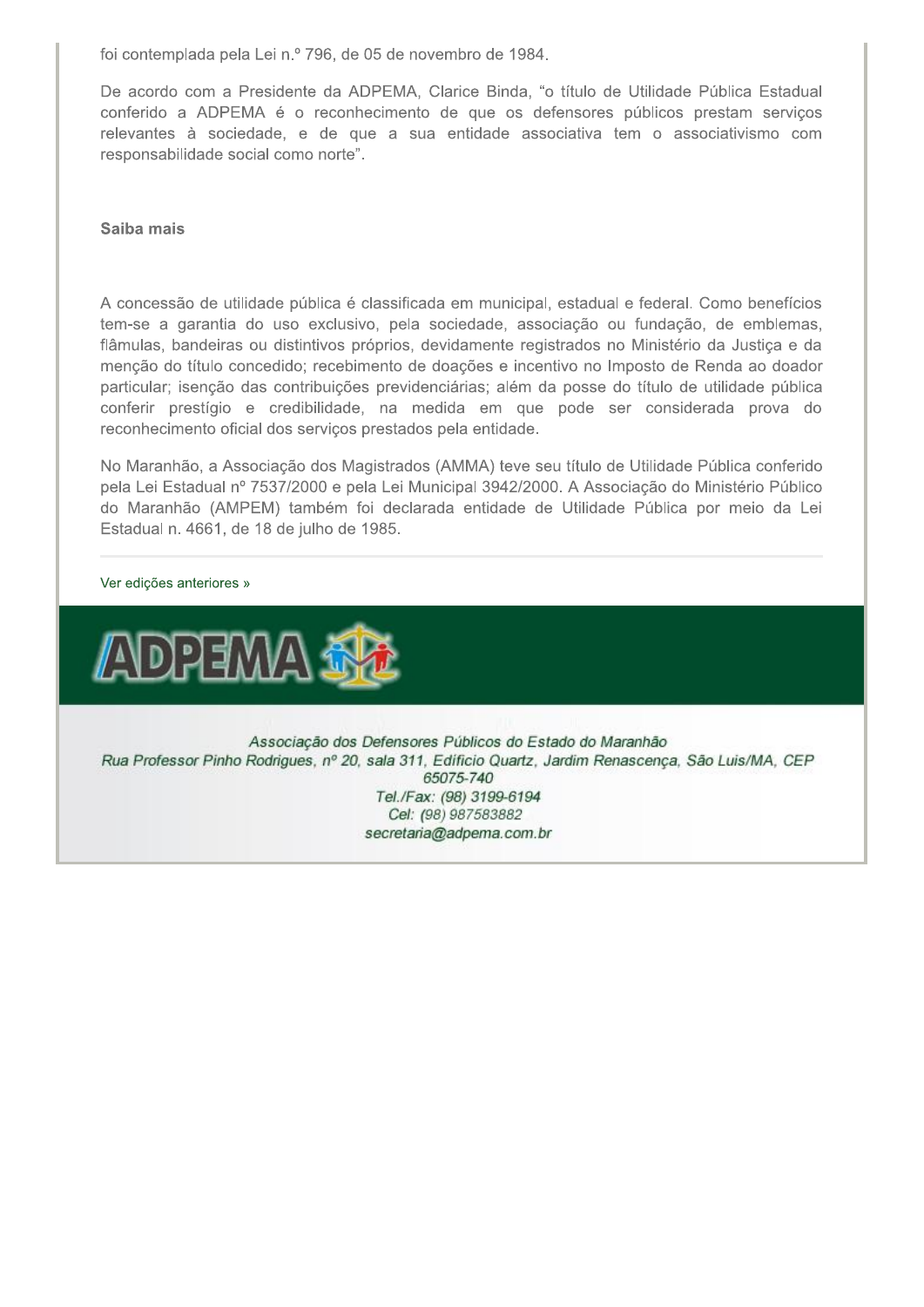foi contemplada pela Lei n.º 796, de 05 de novembro de 1984.

De acordo com a Presidente da ADPEMA, Clarice Binda, "o título de Utilidade Pública Estadual conferido a ADPEMA é o reconhecimento de que os defensores públicos prestam serviços relevantes à sociedade, e de que a sua entidade associativa tem o associativismo com responsabilidade social como norte".

**Saiba mais**

A concessão de utilidade pública é classificada em municipal, estadual e federal. Como benefícios tem-se a garantia do uso exclusivo, pela sociedade, associação ou fundação, de emblemas, flâmulas, bandeiras ou distintivos próprios, devidamente registrados no Ministério da Justiça e da menção do título concedido; recebimento de doações e incentivo no Imposto de Renda ao doador particular; isenção das contribuições previdenciárias; além da posse do título de utilidade pública conferir prestígio e credibilidade, na medida em que pode ser considerada prova do reconhecimento oficial dos serviços prestados pela entidade.

No Maranhão, a Associação dos Magistrados (AMMA) teve seu título de Utilidade Pública conferido pela Lei Estadual nº 7537/2000 e pela Lei Municipal 3942/2000. A Associação do Ministério Público do Maranhão (AMPEM) também foi declarada entidade de Utilidade Pública por meio da Lei Estadual n. 4661, de 18 de julho de 1985.

---

Ver edições anteriores »

ADPEMA

*Associação dos Defensores Públicos do Estado do Maranhão*
*Rua Professor Pinho Rodrigues, nº 20, sala 311, Edifício Quartz, Jardim Renascença, São Luis/MA, CEP 65075-740*
*Tel./Fax: (98) 3199-6194*
*Cel: (98) 987583882*
*secretaria@adpema.com.br*